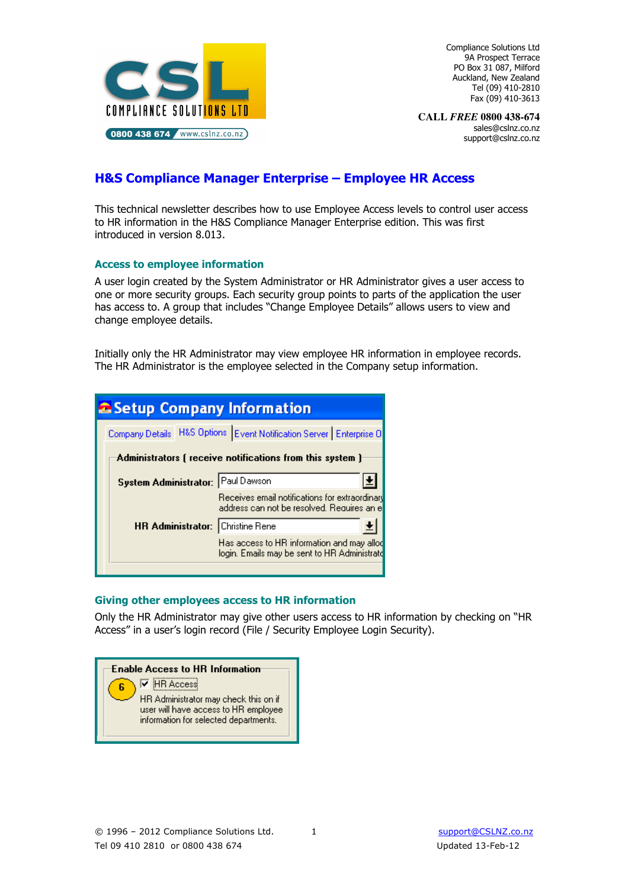Compliance Solutions Ltd
9A Prospect Terrace
PO Box 31 087, Milford
Auckland, New Zealand
Tel (09) 410-2810
Fax (09) 410-3613

**CALL *FREE* 0800 438-674**
sales@cslnz.co.nz
support@cslnz.co.nz

# H&S Compliance Manager Enterprise – Employee HR Access

This technical newsletter describes how to use Employee Access levels to control user access to HR information in the H&S Compliance Manager Enterprise edition. This was first introduced in version 8.013.

## Access to employee information

A user login created by the System Administrator or HR Administrator gives a user access to one or more security groups. Each security group points to parts of the application the user has access to. A group that includes "Change Employee Details" allows users to view and change employee details.

Initially only the HR Administrator may view employee HR information in employee records. The HR Administrator is the employee selected in the Company setup information.

## Giving other employees access to HR information

Only the HR Administrator may give other users access to HR information by checking on "HR Access" in a user's login record (File / Security Employee Login Security).

© 1996 – 2012 Compliance Solutions Ltd.
Tel 09 410 2810 or 0800 438 674

support@CSLNZ.co.nz
Updated 13-Feb-12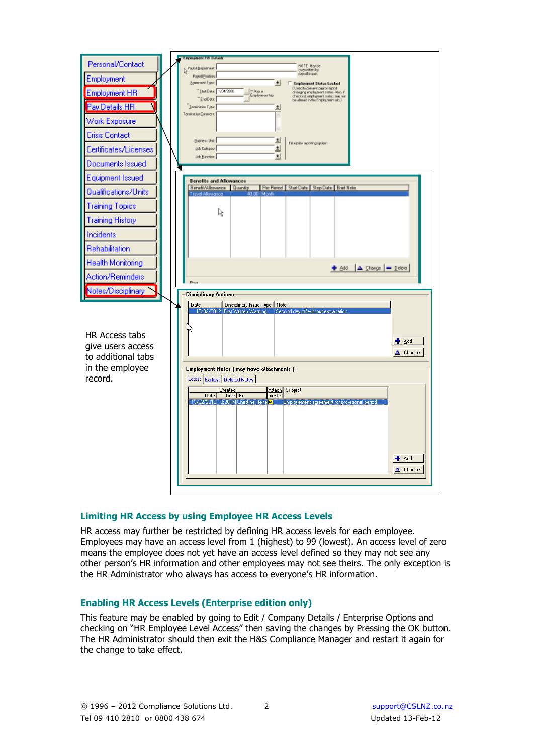Personal/Contact
Employment
Employment HR
Pay Details HR
Work Exposure
Crisis Contact
Certificates/Licenses
Documents Issued
Equipment Issued
Qualifications/Units
Training Topics
Training History
Incidents
Rehabilitation
Health Monitoring
Action/Reminders
Notes/Disciplinary

HR Access tabs give users access to additional tabs in the employee record.

## Limiting HR Access by using Employee HR Access Levels

HR access may further be restricted by defining HR access levels for each employee. Employees may have an access level from 1 (highest) to 99 (lowest). An access level of zero means the employee does not yet have an access level defined so they may not see any other person's HR information and other employees may not see theirs. The only exception is the HR Administrator who always has access to everyone's HR information.

## Enabling HR Access Levels (Enterprise edition only)

This feature may be enabled by going to Edit / Company Details / Enterprise Options and checking on "HR Employee Level Access" then saving the changes by Pressing the OK button. The HR Administrator should then exit the H&S Compliance Manager and restart it again for the change to take effect.

© 1996 – 2012 Compliance Solutions Ltd.
Tel 09 410 2810 or 0800 438 674

support@CSLNZ.co.nz
Updated 13-Feb-12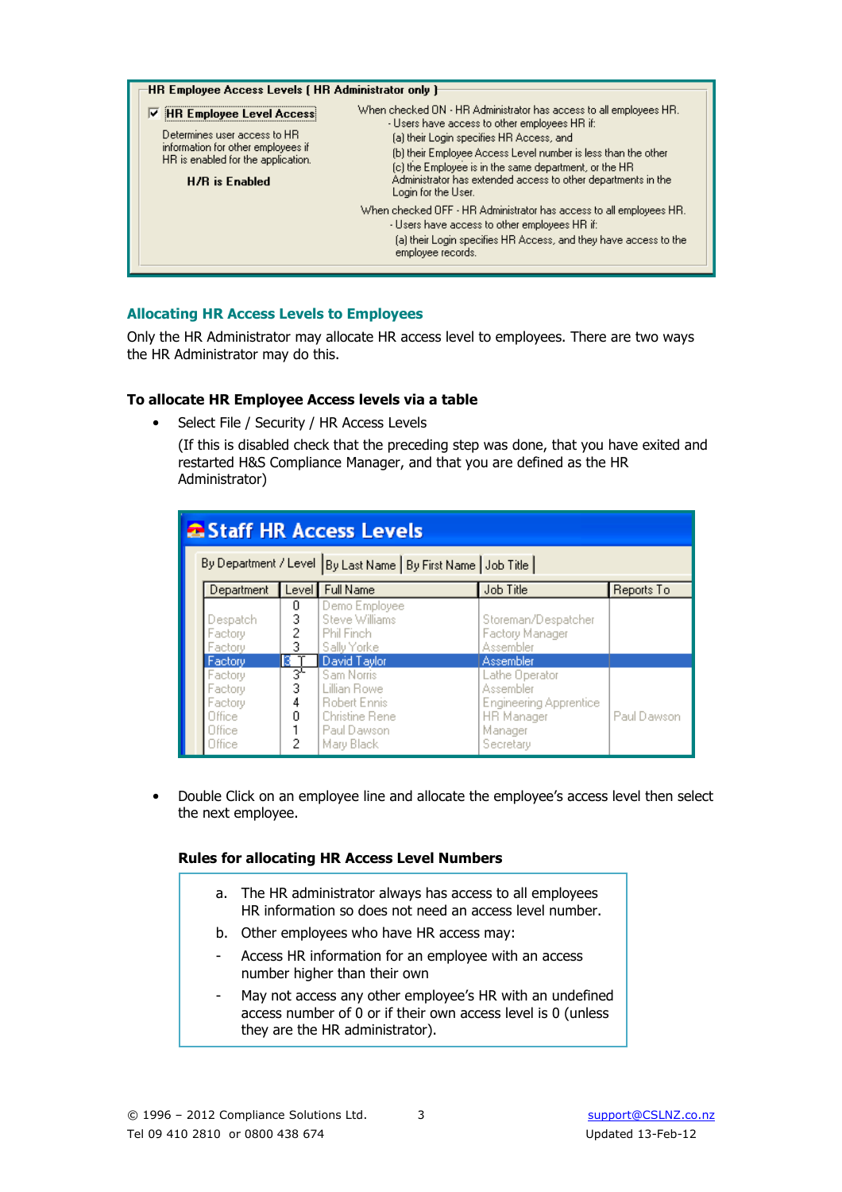**HR Employee Access Levels ( HR Administrator only )**

☑ **HR Employee Level Access**

Determines user access to HR information for other employees if HR is enabled for the application.

**H/R is Enabled**

When checked ON - HR Administrator has access to all employees HR.
- Users have access to other employees HR if:
  (a) their Login specifies HR Access, and
  (b) their Employee Access Level number is less than the other
  (c) the Employee is in the same department, or the HR Administrator has extended access to other departments in the Login for the User.

When checked OFF - HR Administrator has access to all employees HR.
- Users have access to other employees HR if:
  (a) their Login specifies HR Access, and they have access to the employee records.

## Allocating HR Access Levels to Employees

Only the HR Administrator may allocate HR access level to employees. There are two ways the HR Administrator may do this.

### To allocate HR Employee Access levels via a table

- Select File / Security / HR Access Levels

  (If this is disabled check that the preceding step was done, that you have exited and restarted H&S Compliance Manager, and that you are defined as the HR Administrator)

**Staff HR Access Levels**

By Department / Level | By Last Name | By First Name | Job Title

| Department | Level | Full Name | Job Title | Reports To |
|---|---|---|---|---|
| | 0 | Demo Employee | | |
| Despatch | 3 | Steve Williams | Storeman/Despatcher | |
| Factory | 2 | Phil Finch | Factory Manager | |
| Factory | 3 | Sally Yorke | Assembler | |
| Factory | 3 | David Taylor | Assembler | |
| Factory | 3 | Sam Norris | Lathe Operator | |
| Factory | 3 | Lillian Rowe | Assembler | |
| Factory | 4 | Robert Ennis | Engineering Apprentice | |
| Office | 0 | Christine Rene | HR Manager | Paul Dawson |
| Office | 1 | Paul Dawson | Manager | |
| Office | 2 | Mary Black | Secretary | |

- Double Click on an employee line and allocate the employee's access level then select the next employee.

**Rules for allocating HR Access Level Numbers**

a. The HR administrator always has access to all employees HR information so does not need an access level number.

b. Other employees who have HR access may:

- Access HR information for an employee with an access number higher than their own
- May not access any other employee's HR with an undefined access number of 0 or if their own access level is 0 (unless they are the HR administrator).

© 1996 – 2012 Compliance Solutions Ltd.  
Tel 09 410 2810 or 0800 438 674  
support@CSLNZ.co.nz  
Updated 13-Feb-12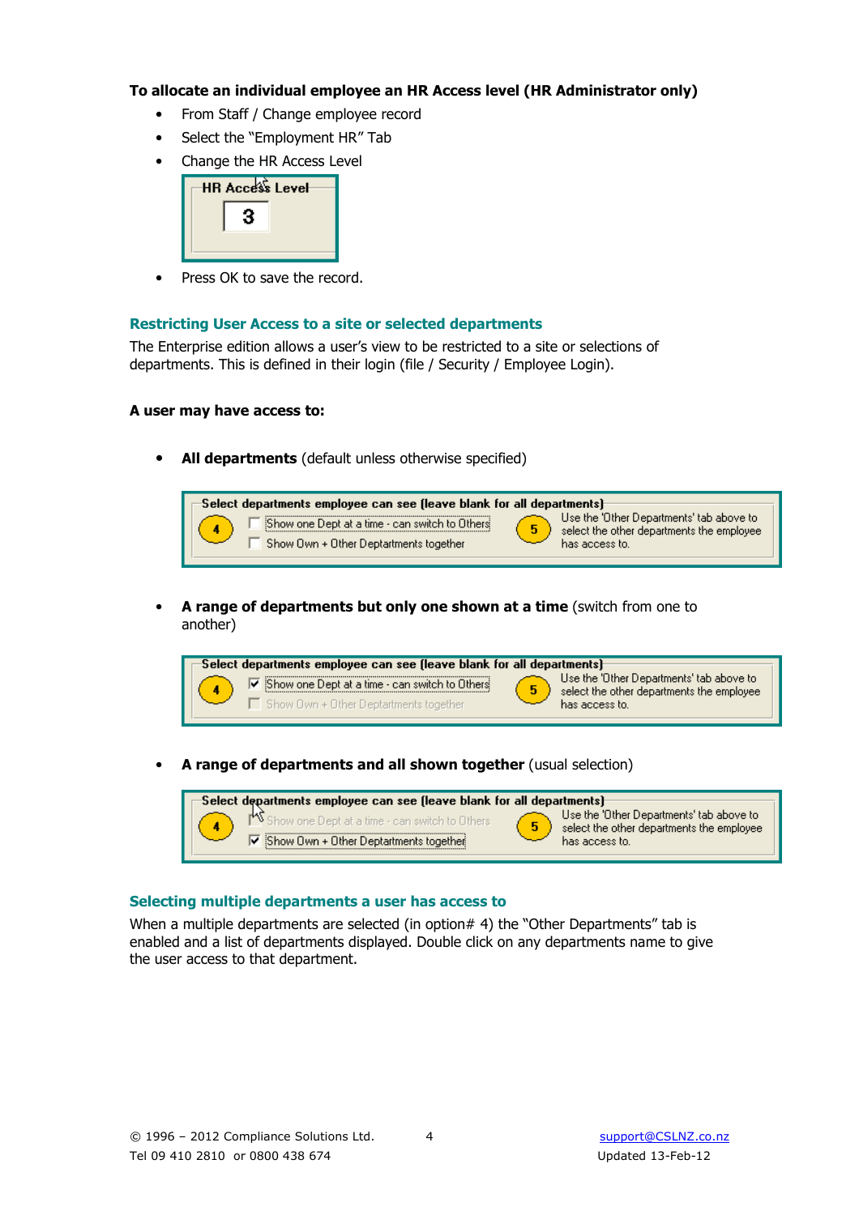**To allocate an individual employee an HR Access level (HR Administrator only)**

- From Staff / Change employee record
- Select the "Employment HR" Tab
- Change the HR Access Level

HR Access Level

3

- Press OK to save the record.

## Restricting User Access to a site or selected departments

The Enterprise edition allows a user's view to be restricted to a site or selections of departments. This is defined in their login (file / Security / Employee Login).

**A user may have access to:**

- **All departments** (default unless otherwise specified)

Select departments employee can see (leave blank for all departments)

4 ☐ Show one Dept at a time - can switch to Others
☐ Show Own + Other Deptartments together

5 Use the 'Other Departments' tab above to select the other departments the employee has access to.

- **A range of departments but only one shown at a time** (switch from one to another)

Select departments employee can see (leave blank for all departments)

4 ☑ Show one Dept at a time - can switch to Others
☐ Show Own + Other Deptartments together

5 Use the 'Other Departments' tab above to select the other departments the employee has access to.

- **A range of departments and all shown together** (usual selection)

Select departments employee can see (leave blank for all departments)

4 ☐ Show one Dept at a time - can switch to Others
☑ Show Own + Other Deptartments together

5 Use the 'Other Departments' tab above to select the other departments the employee has access to.

## Selecting multiple departments a user has access to

When a multiple departments are selected (in option# 4) the "Other Departments" tab is enabled and a list of departments displayed. Double click on any departments name to give the user access to that department.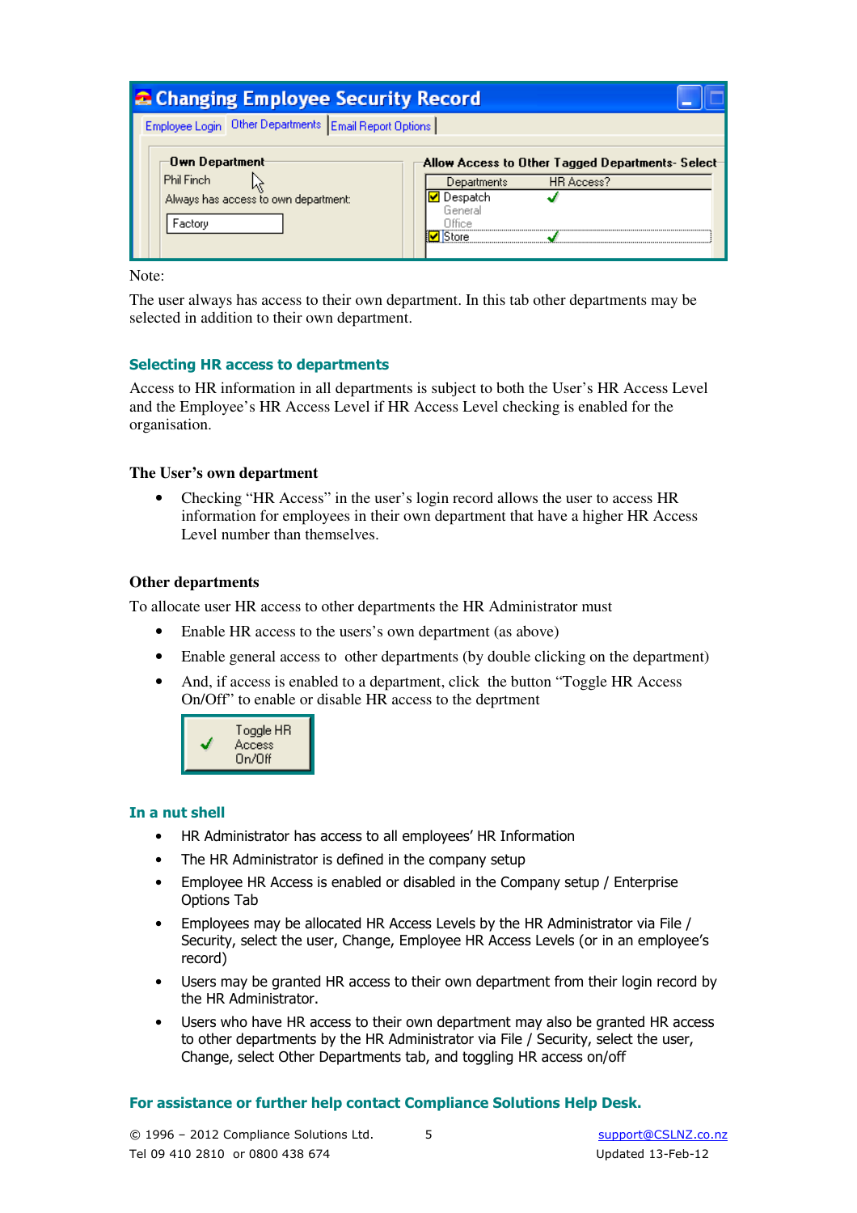Note:

The user always has access to their own department. In this tab other departments may be selected in addition to their own department.

## Selecting HR access to departments

Access to HR information in all departments is subject to both the User's HR Access Level and the Employee's HR Access Level if HR Access Level checking is enabled for the organisation.

### The User's own department

- Checking "HR Access" in the user's login record allows the user to access HR information for employees in their own department that have a higher HR Access Level number than themselves.

### Other departments

To allocate user HR access to other departments the HR Administrator must

- Enable HR access to the users's own department (as above)
- Enable general access to other departments (by double clicking on the department)
- And, if access is enabled to a department, click the button "Toggle HR Access On/Off" to enable or disable HR access to the deprtment

## In a nut shell

- HR Administrator has access to all employees' HR Information
- The HR Administrator is defined in the company setup
- Employee HR Access is enabled or disabled in the Company setup / Enterprise Options Tab
- Employees may be allocated HR Access Levels by the HR Administrator via File / Security, select the user, Change, Employee HR Access Levels (or in an employee's record)
- Users may be granted HR access to their own department from their login record by the HR Administrator.
- Users who have HR access to their own department may also be granted HR access to other departments by the HR Administrator via File / Security, select the user, Change, select Other Departments tab, and toggling HR access on/off

**For assistance or further help contact Compliance Solutions Help Desk.**

© 1996 – 2012 Compliance Solutions Ltd.
Tel 09 410 2810 or 0800 438 674

support@CSLNZ.co.nz
Updated 13-Feb-12